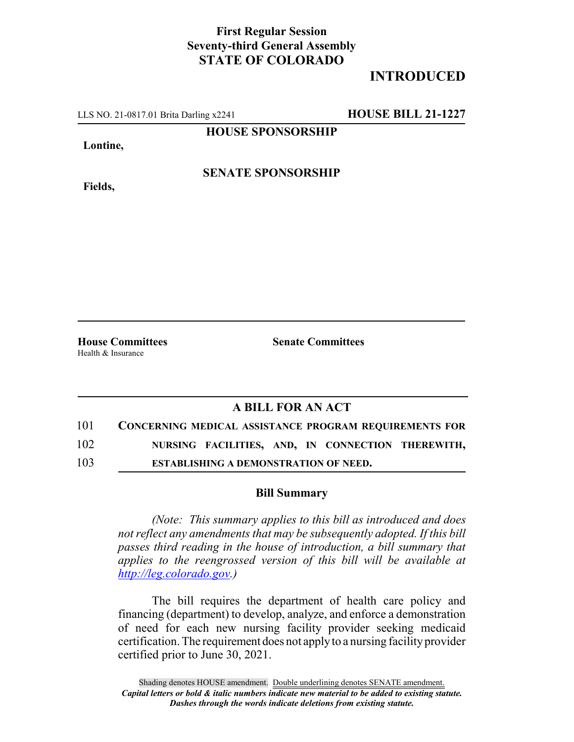**First Regular Session**
**Seventy-third General Assembly**
**STATE OF COLORADO**

**INTRODUCED**

LLS NO. 21-0817.01 Brita Darling x2241 **HOUSE BILL 21-1227**

**HOUSE SPONSORSHIP**

**Lontine,**

**SENATE SPONSORSHIP**

**Fields,**

**House Committees**
Health & Insurance

**Senate Committees**

## A BILL FOR AN ACT

101 **CONCERNING MEDICAL ASSISTANCE PROGRAM REQUIREMENTS FOR**
102 **NURSING FACILITIES, AND, IN CONNECTION THEREWITH,**
103 **ESTABLISHING A DEMONSTRATION OF NEED.**

### Bill Summary

*(Note: This summary applies to this bill as introduced and does not reflect any amendments that may be subsequently adopted. If this bill passes third reading in the house of introduction, a bill summary that applies to the reengrossed version of this bill will be available at http://leg.colorado.gov.)*

The bill requires the department of health care policy and financing (department) to develop, analyze, and enforce a demonstration of need for each new nursing facility provider seeking medicaid certification. The requirement does not apply to a nursing facility provider certified prior to June 30, 2021.

Shading denotes HOUSE amendment. Double underlining denotes SENATE amendment.
***Capital letters or bold & italic numbers indicate new material to be added to existing statute.***
***Dashes through the words indicate deletions from existing statute.***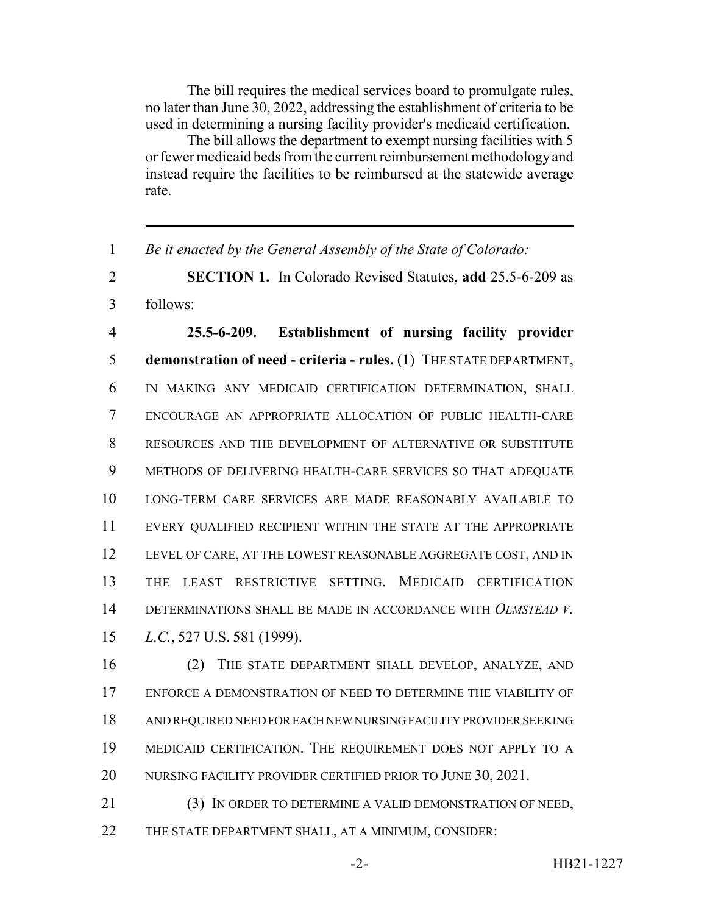The bill requires the medical services board to promulgate rules, no later than June 30, 2022, addressing the establishment of criteria to be used in determining a nursing facility provider's medicaid certification.

The bill allows the department to exempt nursing facilities with 5 or fewer medicaid beds from the current reimbursement methodology and instead require the facilities to be reimbursed at the statewide average rate.

---

1 *Be it enacted by the General Assembly of the State of Colorado:*

2 **SECTION 1.** In Colorado Revised Statutes, **add** 25.5-6-209 as
3 follows:

4 **25.5-6-209. Establishment of nursing facility provider**
5 **demonstration of need - criteria - rules.** (1) THE STATE DEPARTMENT,
6 IN MAKING ANY MEDICAID CERTIFICATION DETERMINATION, SHALL
7 ENCOURAGE AN APPROPRIATE ALLOCATION OF PUBLIC HEALTH-CARE
8 RESOURCES AND THE DEVELOPMENT OF ALTERNATIVE OR SUBSTITUTE
9 METHODS OF DELIVERING HEALTH-CARE SERVICES SO THAT ADEQUATE
10 LONG-TERM CARE SERVICES ARE MADE REASONABLY AVAILABLE TO
11 EVERY QUALIFIED RECIPIENT WITHIN THE STATE AT THE APPROPRIATE
12 LEVEL OF CARE, AT THE LOWEST REASONABLE AGGREGATE COST, AND IN
13 THE LEAST RESTRICTIVE SETTING. MEDICAID CERTIFICATION
14 DETERMINATIONS SHALL BE MADE IN ACCORDANCE WITH *OLMSTEAD V.*
15 *L.C.*, 527 U.S. 581 (1999).

16 (2) THE STATE DEPARTMENT SHALL DEVELOP, ANALYZE, AND
17 ENFORCE A DEMONSTRATION OF NEED TO DETERMINE THE VIABILITY OF
18 AND REQUIRED NEED FOR EACH NEW NURSING FACILITY PROVIDER SEEKING
19 MEDICAID CERTIFICATION. THE REQUIREMENT DOES NOT APPLY TO A
20 NURSING FACILITY PROVIDER CERTIFIED PRIOR TO JUNE 30, 2021.

21 (3) IN ORDER TO DETERMINE A VALID DEMONSTRATION OF NEED,
22 THE STATE DEPARTMENT SHALL, AT A MINIMUM, CONSIDER: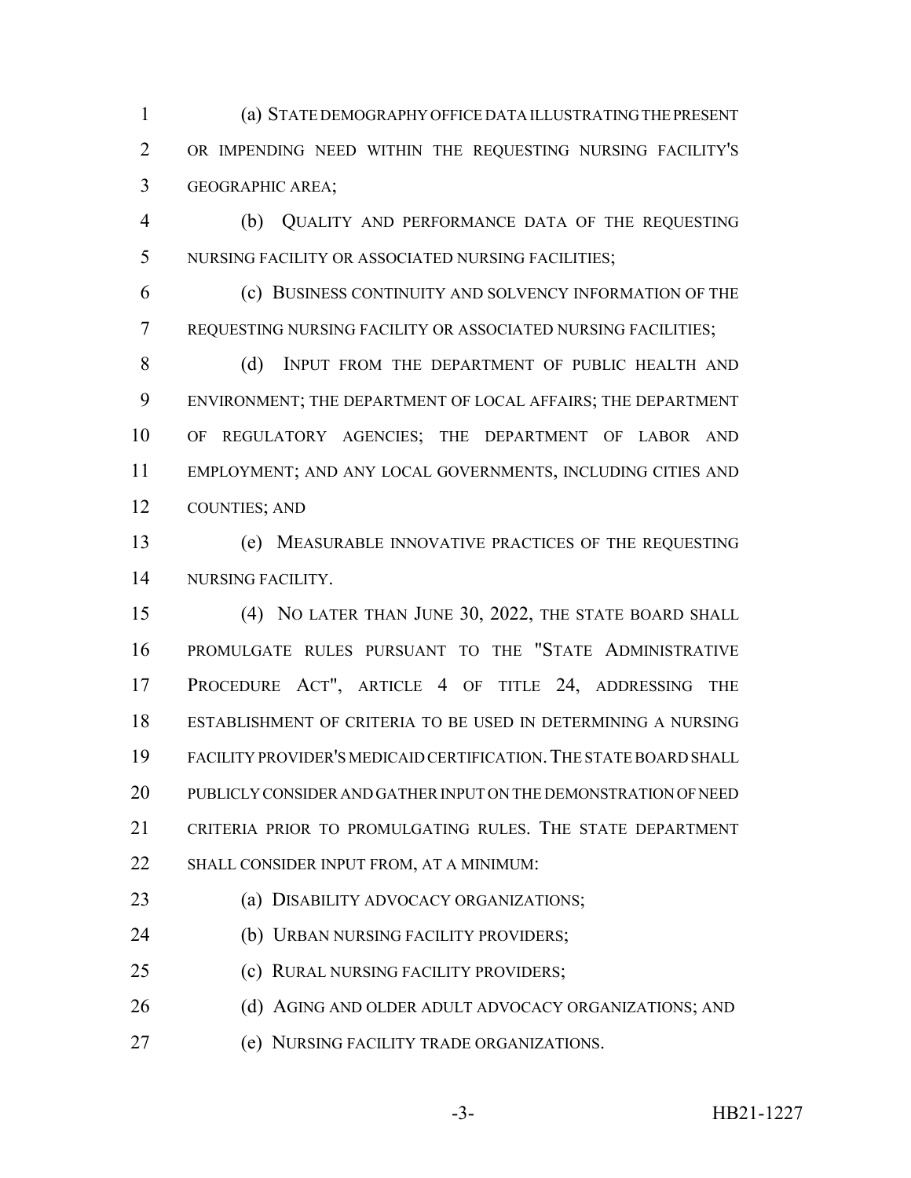(a) STATE DEMOGRAPHY OFFICE DATA ILLUSTRATING THE PRESENT OR IMPENDING NEED WITHIN THE REQUESTING NURSING FACILITY'S GEOGRAPHIC AREA;

(b) QUALITY AND PERFORMANCE DATA OF THE REQUESTING NURSING FACILITY OR ASSOCIATED NURSING FACILITIES;

(c) BUSINESS CONTINUITY AND SOLVENCY INFORMATION OF THE REQUESTING NURSING FACILITY OR ASSOCIATED NURSING FACILITIES;

(d) INPUT FROM THE DEPARTMENT OF PUBLIC HEALTH AND ENVIRONMENT; THE DEPARTMENT OF LOCAL AFFAIRS; THE DEPARTMENT OF REGULATORY AGENCIES; THE DEPARTMENT OF LABOR AND EMPLOYMENT; AND ANY LOCAL GOVERNMENTS, INCLUDING CITIES AND COUNTIES; AND

(e) MEASURABLE INNOVATIVE PRACTICES OF THE REQUESTING NURSING FACILITY.

(4) NO LATER THAN JUNE 30, 2022, THE STATE BOARD SHALL PROMULGATE RULES PURSUANT TO THE "STATE ADMINISTRATIVE PROCEDURE ACT", ARTICLE 4 OF TITLE 24, ADDRESSING THE ESTABLISHMENT OF CRITERIA TO BE USED IN DETERMINING A NURSING FACILITY PROVIDER'S MEDICAID CERTIFICATION. THE STATE BOARD SHALL PUBLICLY CONSIDER AND GATHER INPUT ON THE DEMONSTRATION OF NEED CRITERIA PRIOR TO PROMULGATING RULES. THE STATE DEPARTMENT SHALL CONSIDER INPUT FROM, AT A MINIMUM:

(a) DISABILITY ADVOCACY ORGANIZATIONS;

(b) URBAN NURSING FACILITY PROVIDERS;

(c) RURAL NURSING FACILITY PROVIDERS;

(d) AGING AND OLDER ADULT ADVOCACY ORGANIZATIONS; AND

(e) NURSING FACILITY TRADE ORGANIZATIONS.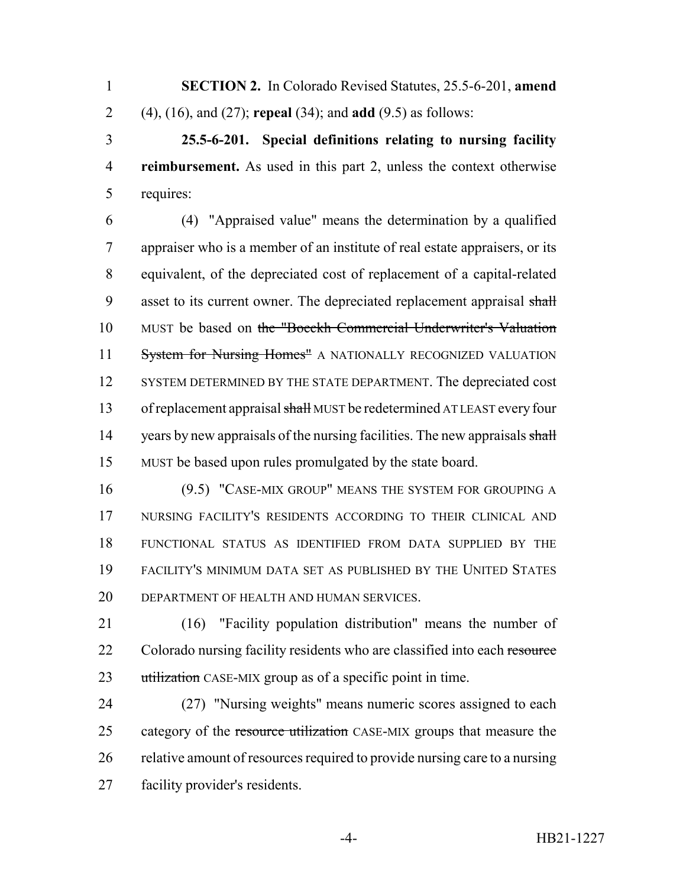**SECTION 2.** In Colorado Revised Statutes, 25.5-6-201, **amend** (4), (16), and (27); **repeal** (34); and **add** (9.5) as follows:

**25.5-6-201. Special definitions relating to nursing facility reimbursement.** As used in this part 2, unless the context otherwise requires:

(4) "Appraised value" means the determination by a qualified appraiser who is a member of an institute of real estate appraisers, or its equivalent, of the depreciated cost of replacement of a capital-related asset to its current owner. The depreciated replacement appraisal ~~shall~~ MUST be based on ~~the "Boeckh Commercial Underwriter's Valuation System for Nursing Homes"~~ A NATIONALLY RECOGNIZED VALUATION SYSTEM DETERMINED BY THE STATE DEPARTMENT. The depreciated cost of replacement appraisal ~~shall~~ MUST be redetermined AT LEAST every four years by new appraisals of the nursing facilities. The new appraisals ~~shall~~ MUST be based upon rules promulgated by the state board.

(9.5) "CASE-MIX GROUP" MEANS THE SYSTEM FOR GROUPING A NURSING FACILITY'S RESIDENTS ACCORDING TO THEIR CLINICAL AND FUNCTIONAL STATUS AS IDENTIFIED FROM DATA SUPPLIED BY THE FACILITY'S MINIMUM DATA SET AS PUBLISHED BY THE UNITED STATES DEPARTMENT OF HEALTH AND HUMAN SERVICES.

(16) "Facility population distribution" means the number of Colorado nursing facility residents who are classified into each ~~resource utilization~~ CASE-MIX group as of a specific point in time.

(27) "Nursing weights" means numeric scores assigned to each category of the ~~resource utilization~~ CASE-MIX groups that measure the relative amount of resources required to provide nursing care to a nursing facility provider's residents.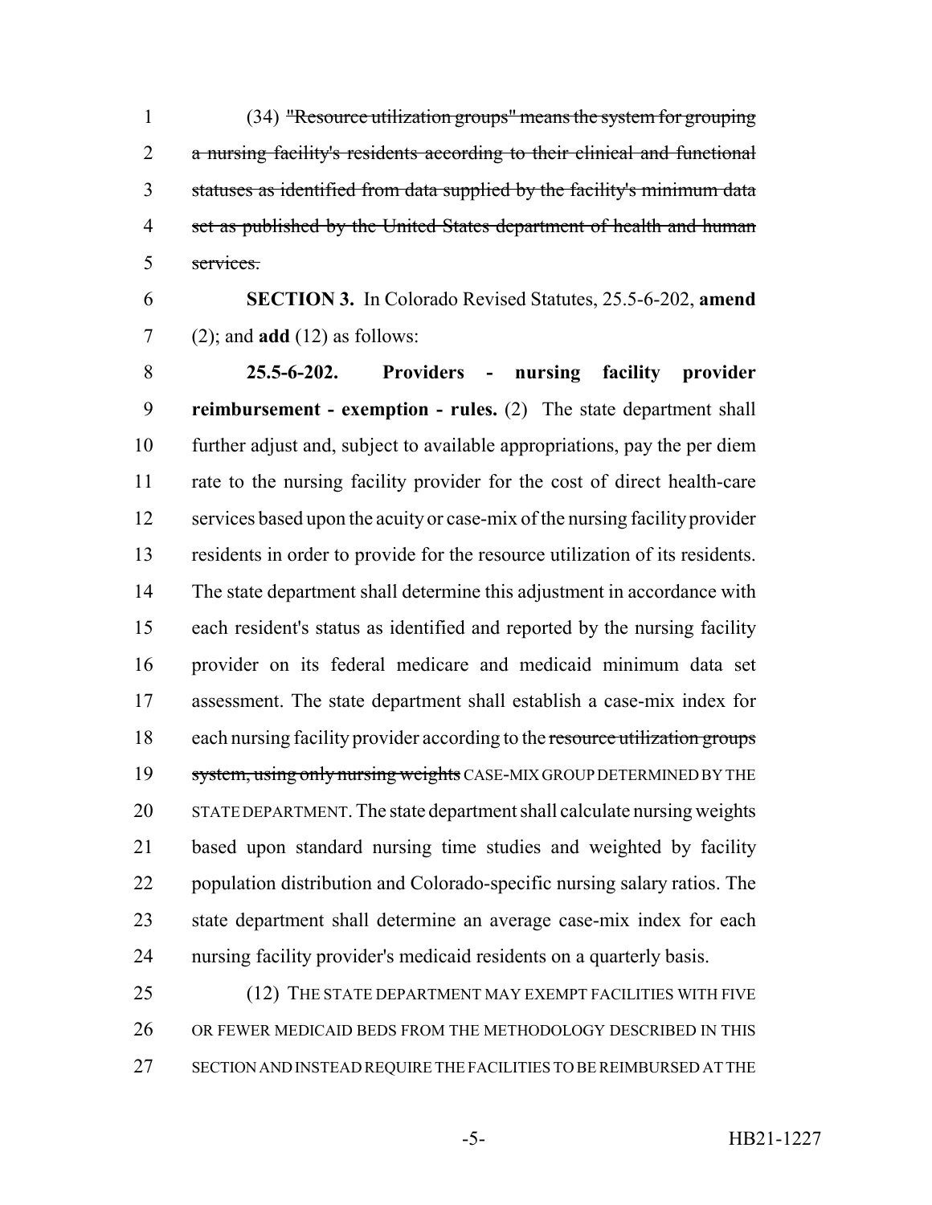(34) ~~"Resource utilization groups" means the system for grouping a nursing facility's residents according to their clinical and functional statuses as identified from data supplied by the facility's minimum data set as published by the United States department of health and human services.~~

**SECTION 3.** In Colorado Revised Statutes, 25.5-6-202, **amend** (2); and **add** (12) as follows:

**25.5-6-202. Providers - nursing facility provider reimbursement - exemption - rules.** (2) The state department shall further adjust and, subject to available appropriations, pay the per diem rate to the nursing facility provider for the cost of direct health-care services based upon the acuity or case-mix of the nursing facility provider residents in order to provide for the resource utilization of its residents. The state department shall determine this adjustment in accordance with each resident's status as identified and reported by the nursing facility provider on its federal medicare and medicaid minimum data set assessment. The state department shall establish a case-mix index for each nursing facility provider according to the ~~resource utilization groups system, using only nursing weights~~ CASE-MIX GROUP DETERMINED BY THE STATE DEPARTMENT. The state department shall calculate nursing weights based upon standard nursing time studies and weighted by facility population distribution and Colorado-specific nursing salary ratios. The state department shall determine an average case-mix index for each nursing facility provider's medicaid residents on a quarterly basis.

(12) THE STATE DEPARTMENT MAY EXEMPT FACILITIES WITH FIVE OR FEWER MEDICAID BEDS FROM THE METHODOLOGY DESCRIBED IN THIS SECTION AND INSTEAD REQUIRE THE FACILITIES TO BE REIMBURSED AT THE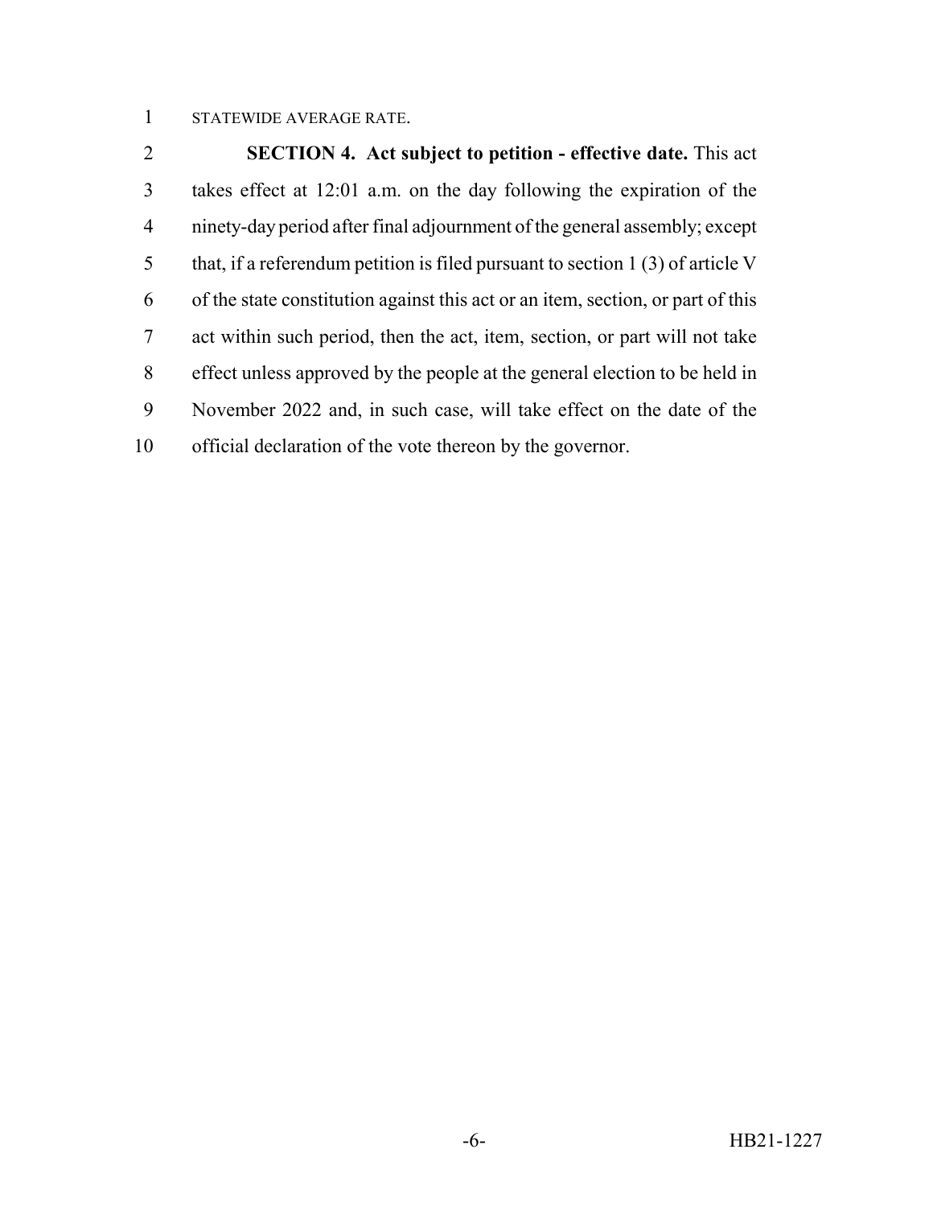STATEWIDE AVERAGE RATE.

**SECTION 4. Act subject to petition - effective date.** This act takes effect at 12:01 a.m. on the day following the expiration of the ninety-day period after final adjournment of the general assembly; except that, if a referendum petition is filed pursuant to section 1 (3) of article V of the state constitution against this act or an item, section, or part of this act within such period, then the act, item, section, or part will not take effect unless approved by the people at the general election to be held in November 2022 and, in such case, will take effect on the date of the official declaration of the vote thereon by the governor.